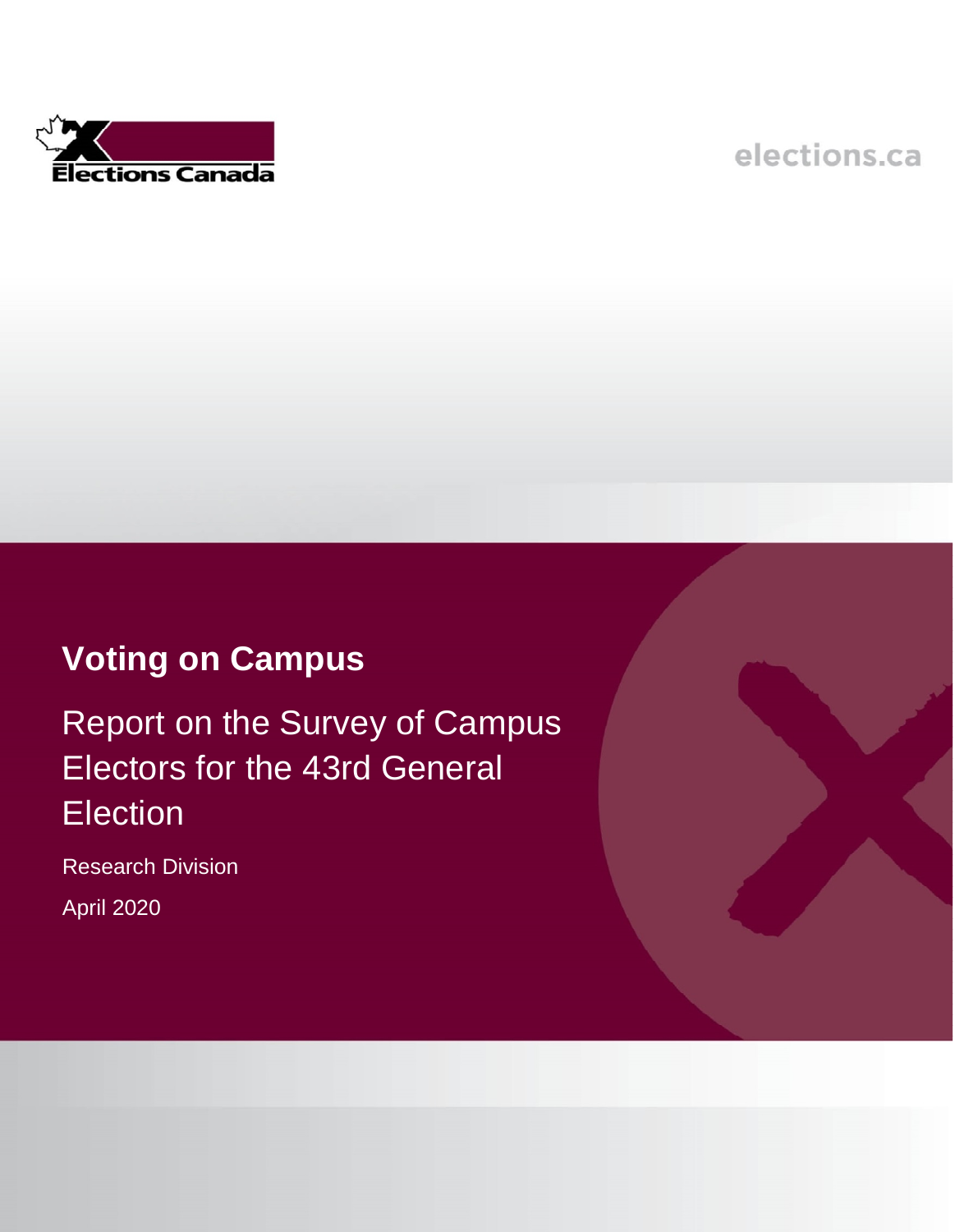Elections Canada

elections.ca

# Voting on Campus

## Report on the Survey of Campus Electors for the 43rd General Election

Research Division

April 2020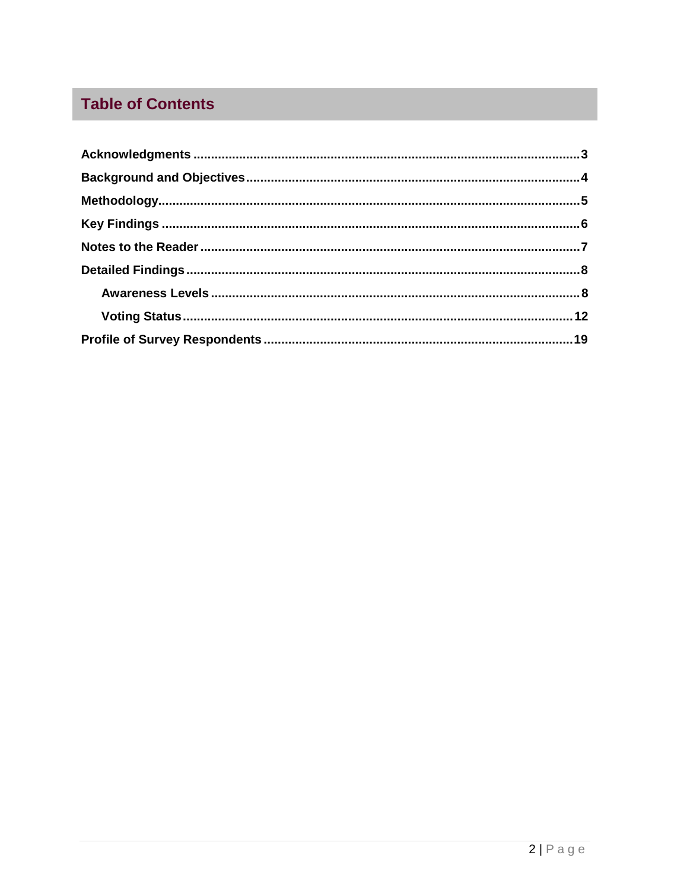## Table of Contents

**Acknowledgments** ........................................................................................................... **3**

**Background and Objectives**............................................................................................ **4**

**Methodology**.................................................................................................................... **5**

**Key Findings** ................................................................................................................... **6**

**Notes to the Reader** ......................................................................................................... **7**

**Detailed Findings** ............................................................................................................. **8**

- **Awareness Levels** ..................................................................................................... **8**
- **Voting Status**.......................................................................................................... **12**

**Profile of Survey Respondents** ..................................................................................... **19**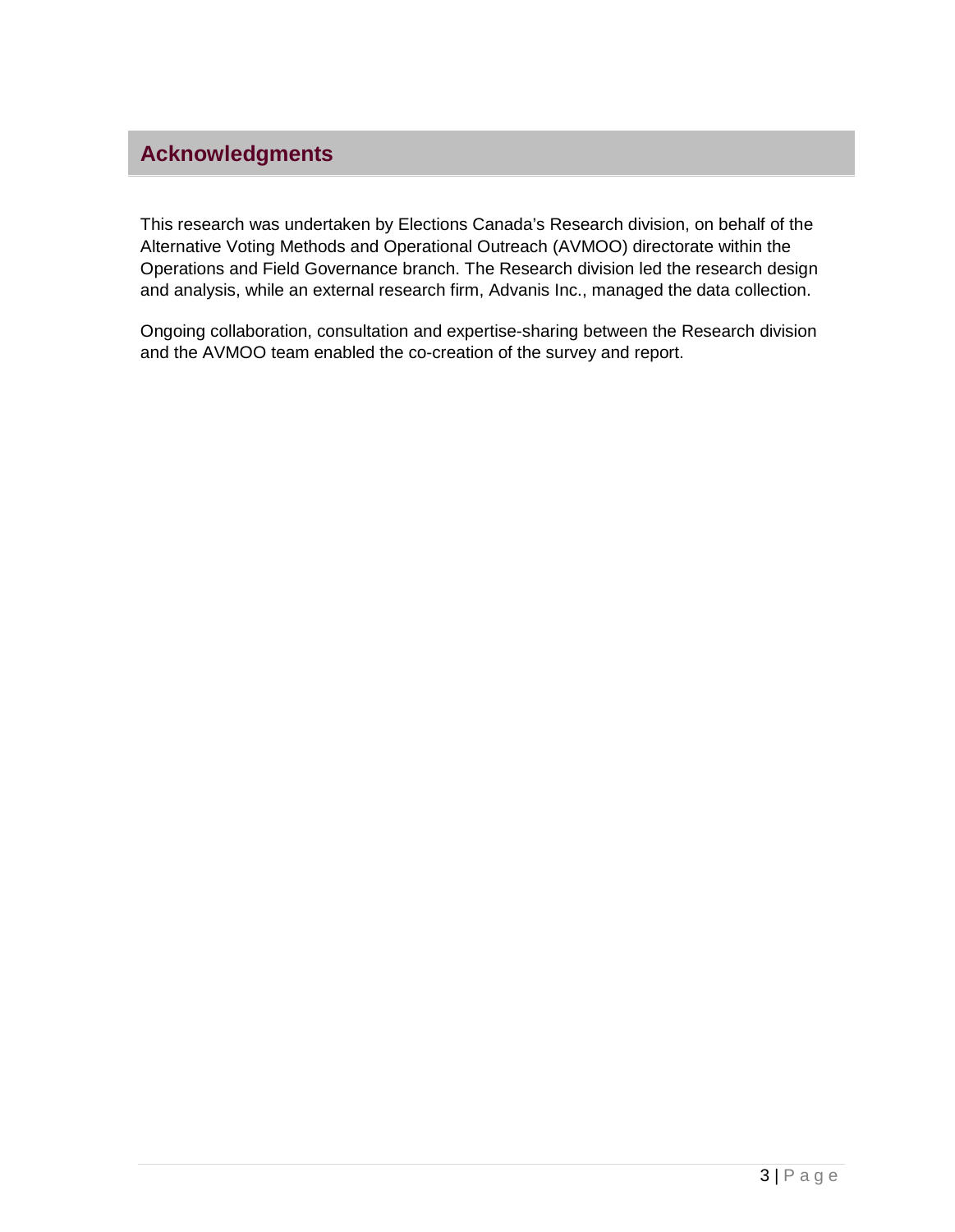## Acknowledgments

This research was undertaken by Elections Canada's Research division, on behalf of the Alternative Voting Methods and Operational Outreach (AVMOO) directorate within the Operations and Field Governance branch. The Research division led the research design and analysis, while an external research firm, Advanis Inc., managed the data collection.

Ongoing collaboration, consultation and expertise-sharing between the Research division and the AVMOO team enabled the co-creation of the survey and report.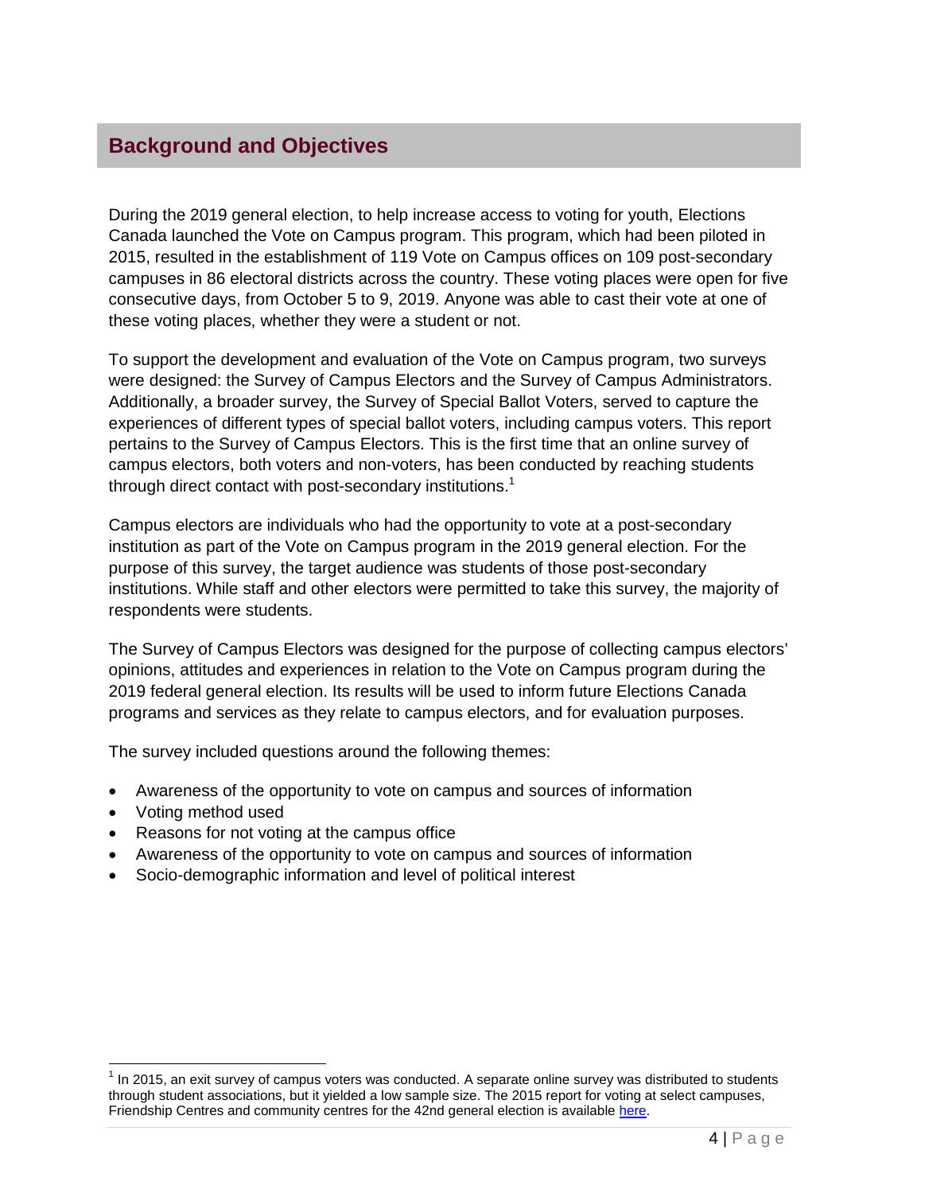## Background and Objectives

During the 2019 general election, to help increase access to voting for youth, Elections Canada launched the Vote on Campus program. This program, which had been piloted in 2015, resulted in the establishment of 119 Vote on Campus offices on 109 post-secondary campuses in 86 electoral districts across the country. These voting places were open for five consecutive days, from October 5 to 9, 2019. Anyone was able to cast their vote at one of these voting places, whether they were a student or not.

To support the development and evaluation of the Vote on Campus program, two surveys were designed: the Survey of Campus Electors and the Survey of Campus Administrators. Additionally, a broader survey, the Survey of Special Ballot Voters, served to capture the experiences of different types of special ballot voters, including campus voters. This report pertains to the Survey of Campus Electors. This is the first time that an online survey of campus electors, both voters and non-voters, has been conducted by reaching students through direct contact with post-secondary institutions.[1]

Campus electors are individuals who had the opportunity to vote at a post-secondary institution as part of the Vote on Campus program in the 2019 general election. For the purpose of this survey, the target audience was students of those post-secondary institutions. While staff and other electors were permitted to take this survey, the majority of respondents were students.

The Survey of Campus Electors was designed for the purpose of collecting campus electors' opinions, attitudes and experiences in relation to the Vote on Campus program during the 2019 federal general election. Its results will be used to inform future Elections Canada programs and services as they relate to campus electors, and for evaluation purposes.

The survey included questions around the following themes:

- Awareness of the opportunity to vote on campus and sources of information
- Voting method used
- Reasons for not voting at the campus office
- Awareness of the opportunity to vote on campus and sources of information
- Socio-demographic information and level of political interest

[1] In 2015, an exit survey of campus voters was conducted. A separate online survey was distributed to students through student associations, but it yielded a low sample size. The 2015 report for voting at select campuses, Friendship Centres and community centres for the 42nd general election is available here.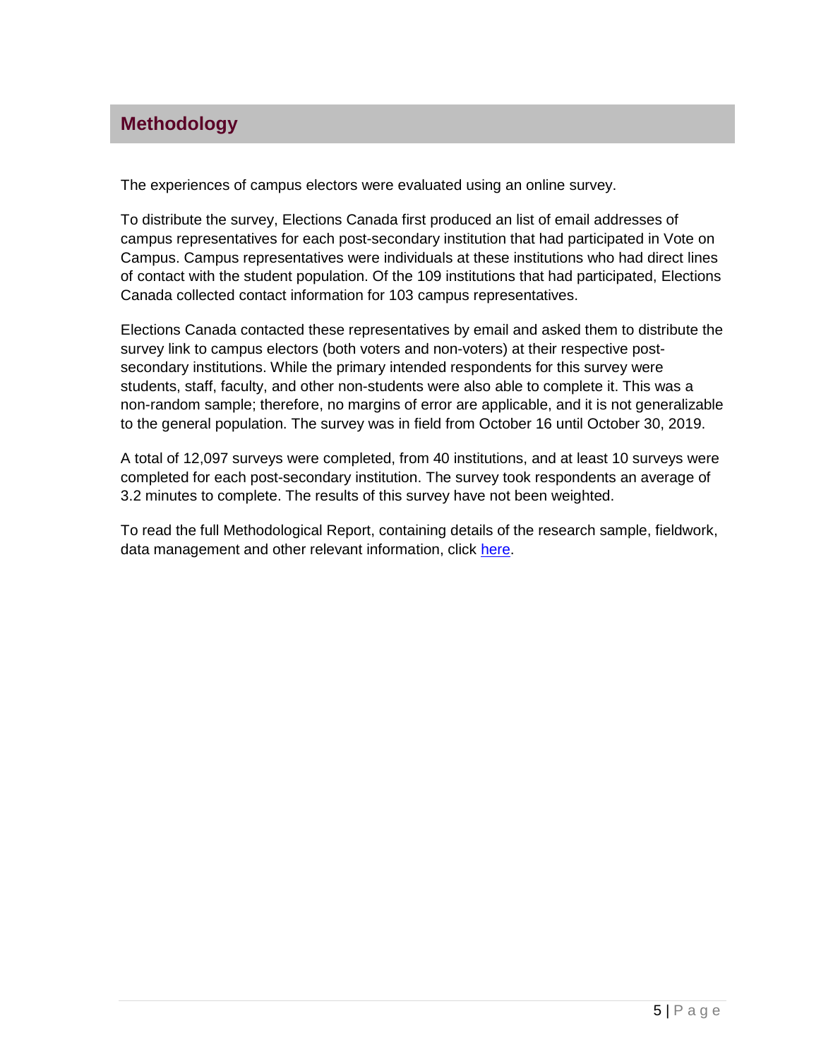## Methodology

The experiences of campus electors were evaluated using an online survey.

To distribute the survey, Elections Canada first produced an list of email addresses of campus representatives for each post-secondary institution that had participated in Vote on Campus. Campus representatives were individuals at these institutions who had direct lines of contact with the student population. Of the 109 institutions that had participated, Elections Canada collected contact information for 103 campus representatives.

Elections Canada contacted these representatives by email and asked them to distribute the survey link to campus electors (both voters and non-voters) at their respective post-secondary institutions. While the primary intended respondents for this survey were students, staff, faculty, and other non-students were also able to complete it. This was a non-random sample; therefore, no margins of error are applicable, and it is not generalizable to the general population. The survey was in field from October 16 until October 30, 2019.

A total of 12,097 surveys were completed, from 40 institutions, and at least 10 surveys were completed for each post-secondary institution. The survey took respondents an average of 3.2 minutes to complete. The results of this survey have not been weighted.

To read the full Methodological Report, containing details of the research sample, fieldwork, data management and other relevant information, click here.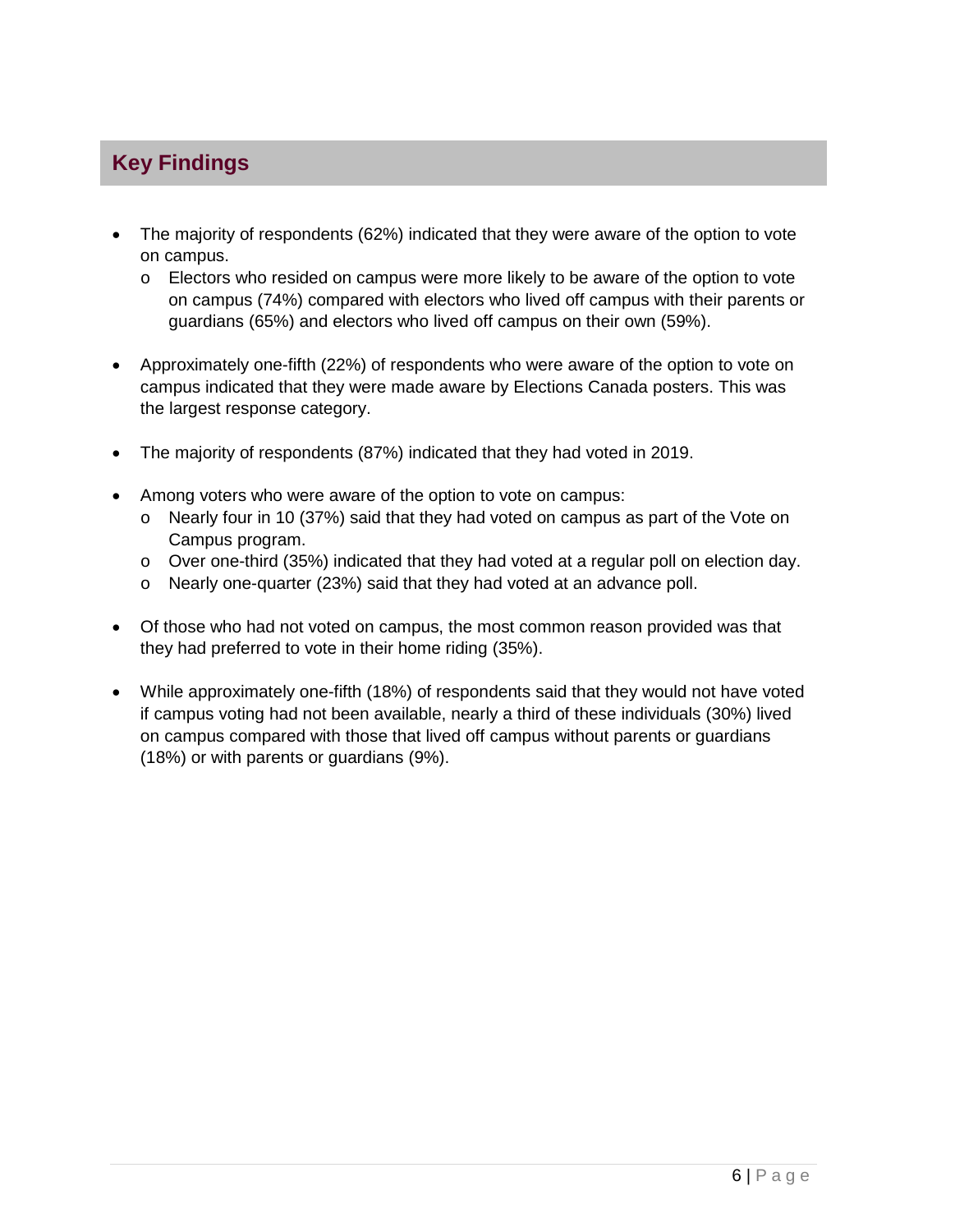## Key Findings

- The majority of respondents (62%) indicated that they were aware of the option to vote on campus.
    - Electors who resided on campus were more likely to be aware of the option to vote on campus (74%) compared with electors who lived off campus with their parents or guardians (65%) and electors who lived off campus on their own (59%).
- Approximately one-fifth (22%) of respondents who were aware of the option to vote on campus indicated that they were made aware by Elections Canada posters. This was the largest response category.
- The majority of respondents (87%) indicated that they had voted in 2019.
- Among voters who were aware of the option to vote on campus:
    - Nearly four in 10 (37%) said that they had voted on campus as part of the Vote on Campus program.
    - Over one-third (35%) indicated that they had voted at a regular poll on election day.
    - Nearly one-quarter (23%) said that they had voted at an advance poll.
- Of those who had not voted on campus, the most common reason provided was that they had preferred to vote in their home riding (35%).
- While approximately one-fifth (18%) of respondents said that they would not have voted if campus voting had not been available, nearly a third of these individuals (30%) lived on campus compared with those that lived off campus without parents or guardians (18%) or with parents or guardians (9%).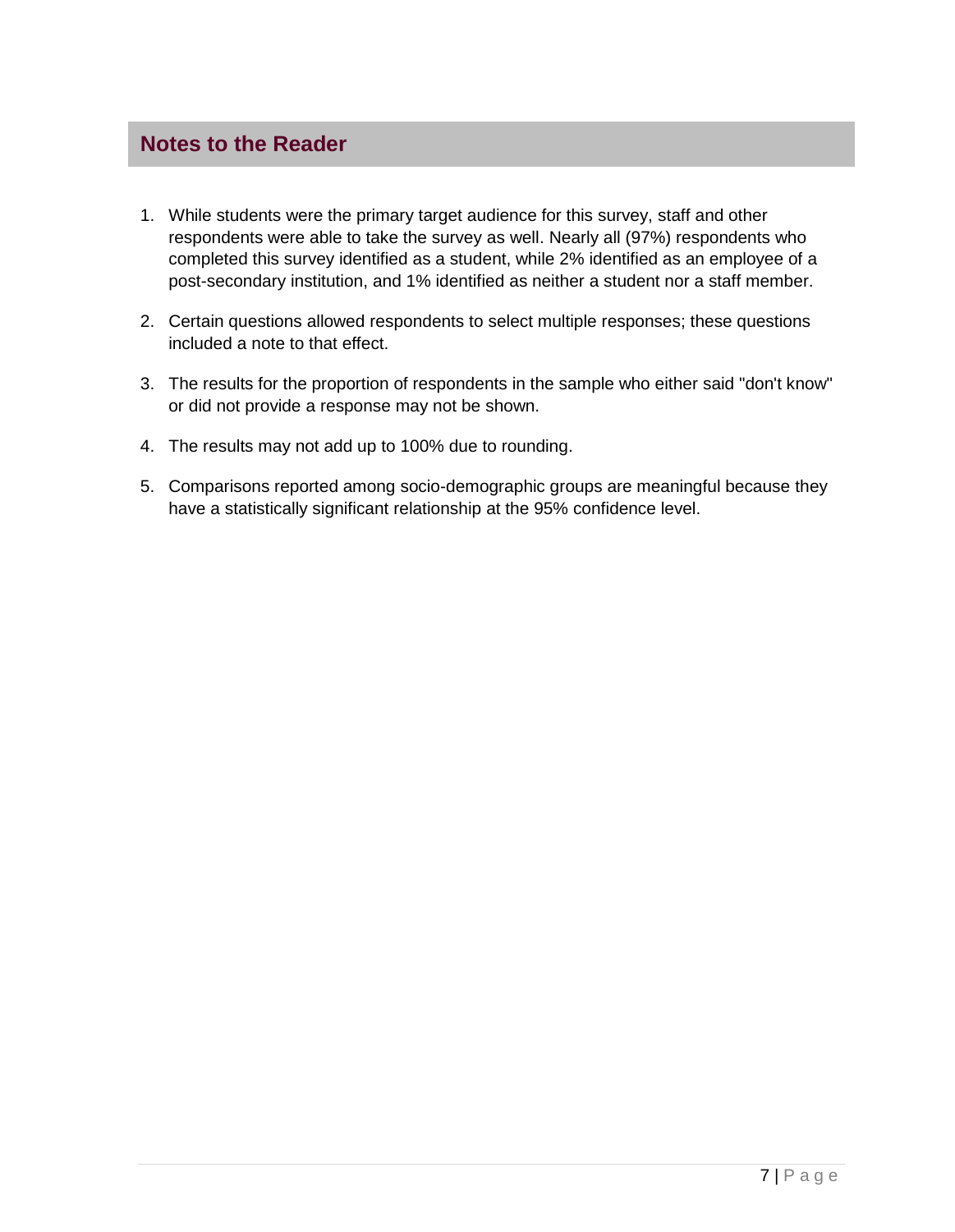## Notes to the Reader

1. While students were the primary target audience for this survey, staff and other respondents were able to take the survey as well. Nearly all (97%) respondents who completed this survey identified as a student, while 2% identified as an employee of a post-secondary institution, and 1% identified as neither a student nor a staff member.

2. Certain questions allowed respondents to select multiple responses; these questions included a note to that effect.

3. The results for the proportion of respondents in the sample who either said "don't know" or did not provide a response may not be shown.

4. The results may not add up to 100% due to rounding.

5. Comparisons reported among socio-demographic groups are meaningful because they have a statistically significant relationship at the 95% confidence level.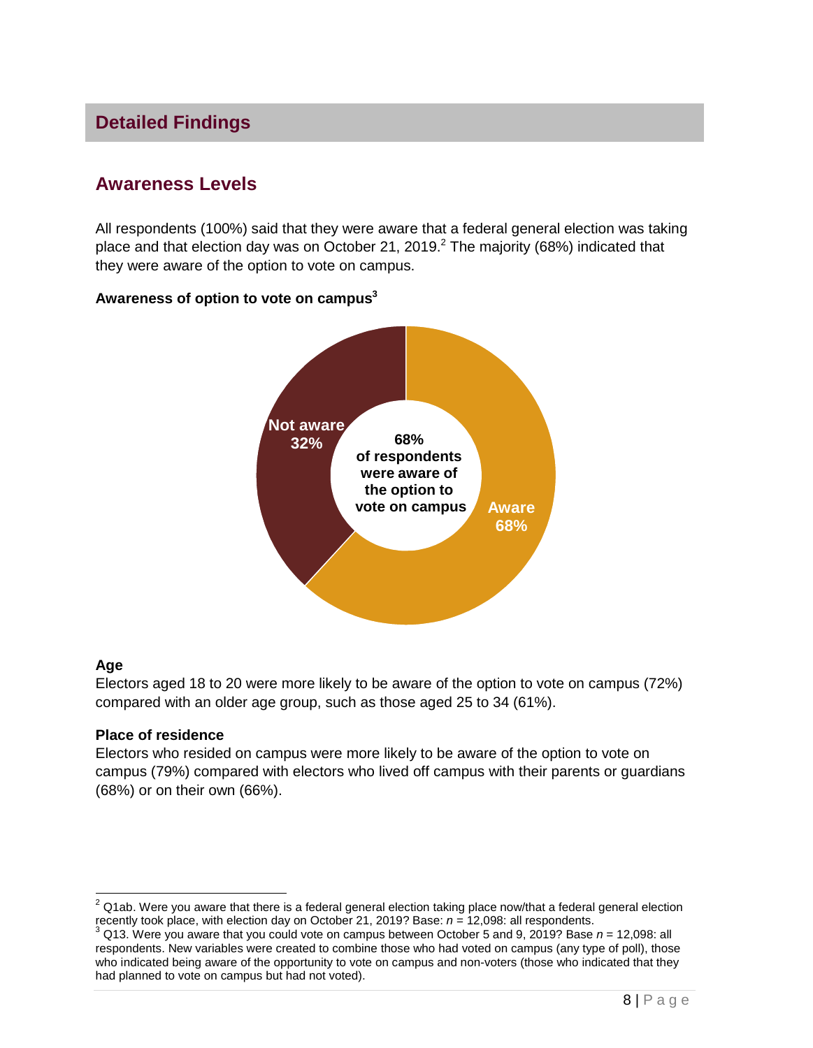## Detailed Findings

### Awareness Levels

All respondents (100%) said that they were aware that a federal general election was taking place and that election day was on October 21, 2019.[2] The majority (68%) indicated that they were aware of the option to vote on campus.

**Awareness of option to vote on campus[3]**

Not aware 32%

68% of respondents were aware of the option to vote on campus

Aware 68%

**Age**

Electors aged 18 to 20 were more likely to be aware of the option to vote on campus (72%) compared with an older age group, such as those aged 25 to 34 (61%).

**Place of residence**

Electors who resided on campus were more likely to be aware of the option to vote on campus (79%) compared with electors who lived off campus with their parents or guardians (68%) or on their own (66%).

---

[2] Q1ab. Were you aware that there is a federal general election taking place now/that a federal general election recently took place, with election day on October 21, 2019? Base: $n$ = 12,098: all respondents.

[3] Q13. Were you aware that you could vote on campus between October 5 and 9, 2019? Base $n$ = 12,098: all respondents. New variables were created to combine those who had voted on campus (any type of poll), those who indicated being aware of the opportunity to vote on campus and non-voters (those who indicated that they had planned to vote on campus but had not voted).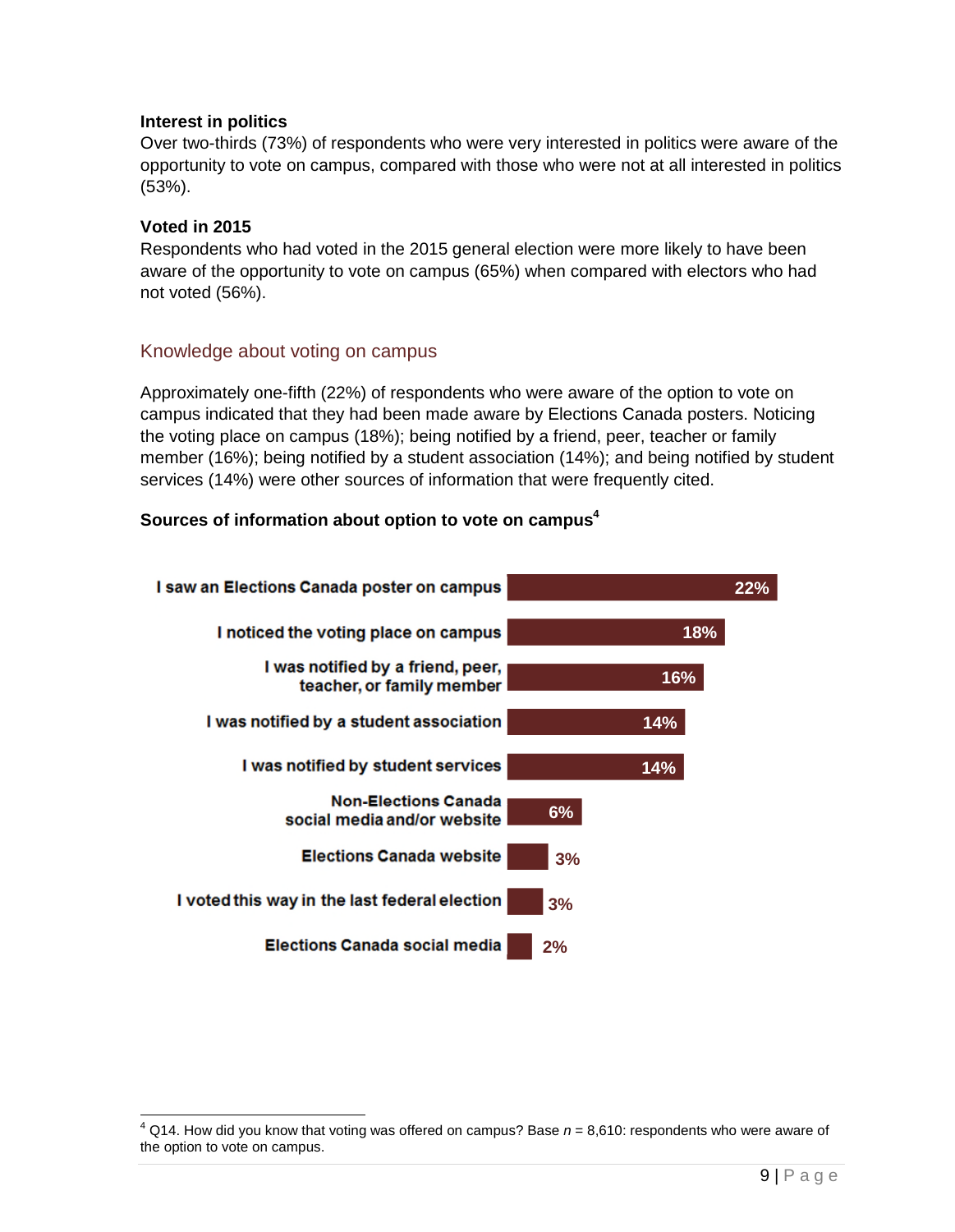**Interest in politics**

Over two-thirds (73%) of respondents who were very interested in politics were aware of the opportunity to vote on campus, compared with those who were not at all interested in politics (53%).

**Voted in 2015**

Respondents who had voted in the 2015 general election were more likely to have been aware of the opportunity to vote on campus (65%) when compared with electors who had not voted (56%).

## Knowledge about voting on campus

Approximately one-fifth (22%) of respondents who were aware of the option to vote on campus indicated that they had been made aware by Elections Canada posters. Noticing the voting place on campus (18%); being notified by a friend, peer, teacher or family member (16%); being notified by a student association (14%); and being notified by student services (14%) were other sources of information that were frequently cited.

**Sources of information about option to vote on campus**[4]

| Source | % |
|---|---|
| I saw an Elections Canada poster on campus | 22% |
| I noticed the voting place on campus | 18% |
| I was notified by a friend, peer, teacher, or family member | 16% |
| I was notified by a student association | 14% |
| I was notified by student services | 14% |
| Non-Elections Canada social media and/or website | 6% |
| Elections Canada website | 3% |
| I voted this way in the last federal election | 3% |
| Elections Canada social media | 2% |

[4] Q14. How did you know that voting was offered on campus? Base *n* = 8,610: respondents who were aware of the option to vote on campus.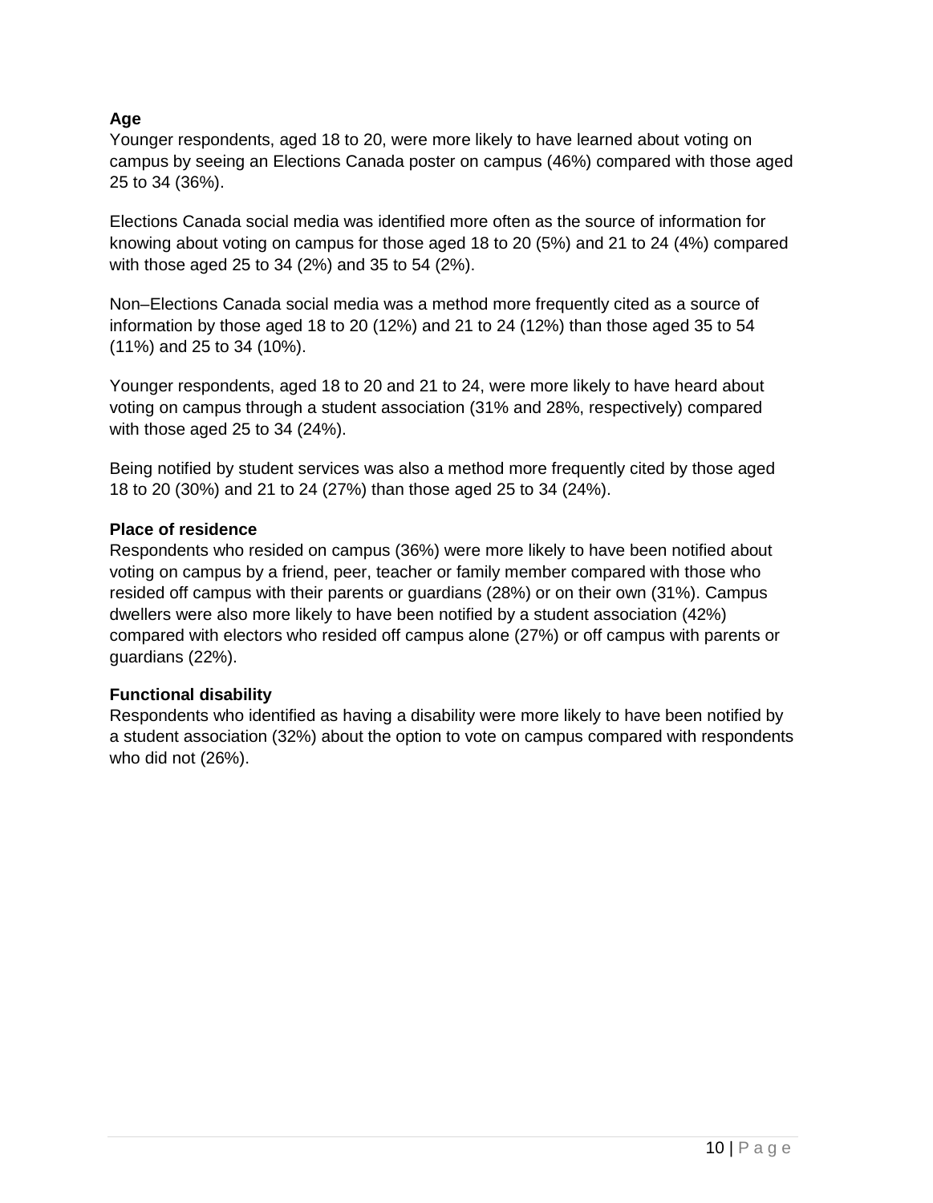**Age**

Younger respondents, aged 18 to 20, were more likely to have learned about voting on campus by seeing an Elections Canada poster on campus (46%) compared with those aged 25 to 34 (36%).

Elections Canada social media was identified more often as the source of information for knowing about voting on campus for those aged 18 to 20 (5%) and 21 to 24 (4%) compared with those aged 25 to 34 (2%) and 35 to 54 (2%).

Non–Elections Canada social media was a method more frequently cited as a source of information by those aged 18 to 20 (12%) and 21 to 24 (12%) than those aged 35 to 54 (11%) and 25 to 34 (10%).

Younger respondents, aged 18 to 20 and 21 to 24, were more likely to have heard about voting on campus through a student association (31% and 28%, respectively) compared with those aged 25 to 34 (24%).

Being notified by student services was also a method more frequently cited by those aged 18 to 20 (30%) and 21 to 24 (27%) than those aged 25 to 34 (24%).

**Place of residence**

Respondents who resided on campus (36%) were more likely to have been notified about voting on campus by a friend, peer, teacher or family member compared with those who resided off campus with their parents or guardians (28%) or on their own (31%). Campus dwellers were also more likely to have been notified by a student association (42%) compared with electors who resided off campus alone (27%) or off campus with parents or guardians (22%).

**Functional disability**

Respondents who identified as having a disability were more likely to have been notified by a student association (32%) about the option to vote on campus compared with respondents who did not (26%).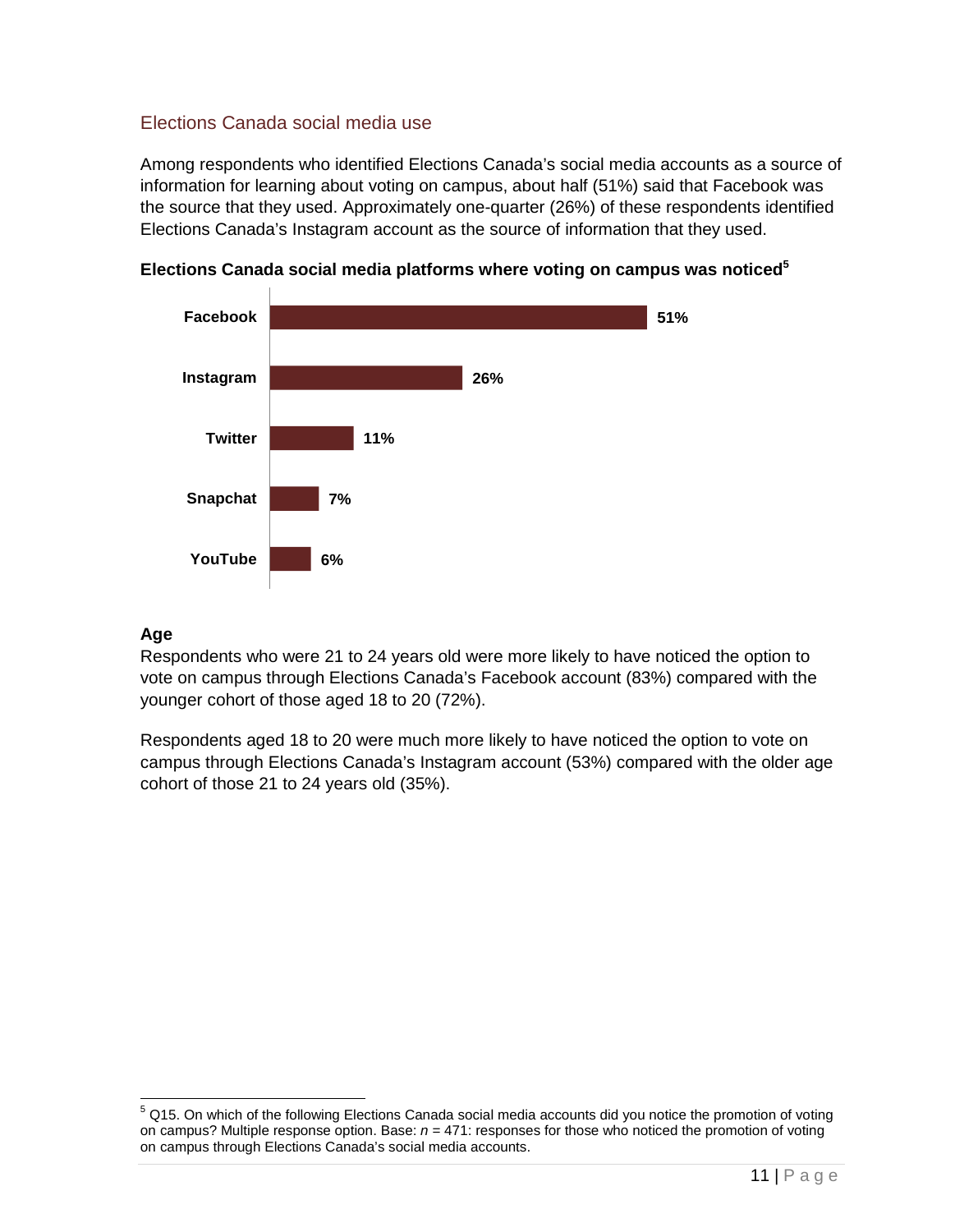## Elections Canada social media use

Among respondents who identified Elections Canada's social media accounts as a source of information for learning about voting on campus, about half (51%) said that Facebook was the source that they used. Approximately one-quarter (26%) of these respondents identified Elections Canada's Instagram account as the source of information that they used.

**Elections Canada social media platforms where voting on campus was noticed[5]**

| Platform | % |
|---|---|
| Facebook | 51% |
| Instagram | 26% |
| Twitter | 11% |
| Snapchat | 7% |
| YouTube | 6% |

### Age

Respondents who were 21 to 24 years old were more likely to have noticed the option to vote on campus through Elections Canada's Facebook account (83%) compared with the younger cohort of those aged 18 to 20 (72%).

Respondents aged 18 to 20 were much more likely to have noticed the option to vote on campus through Elections Canada's Instagram account (53%) compared with the older age cohort of those 21 to 24 years old (35%).

[5] Q15. On which of the following Elections Canada social media accounts did you notice the promotion of voting on campus? Multiple response option. Base: $n$ = 471: responses for those who noticed the promotion of voting on campus through Elections Canada's social media accounts.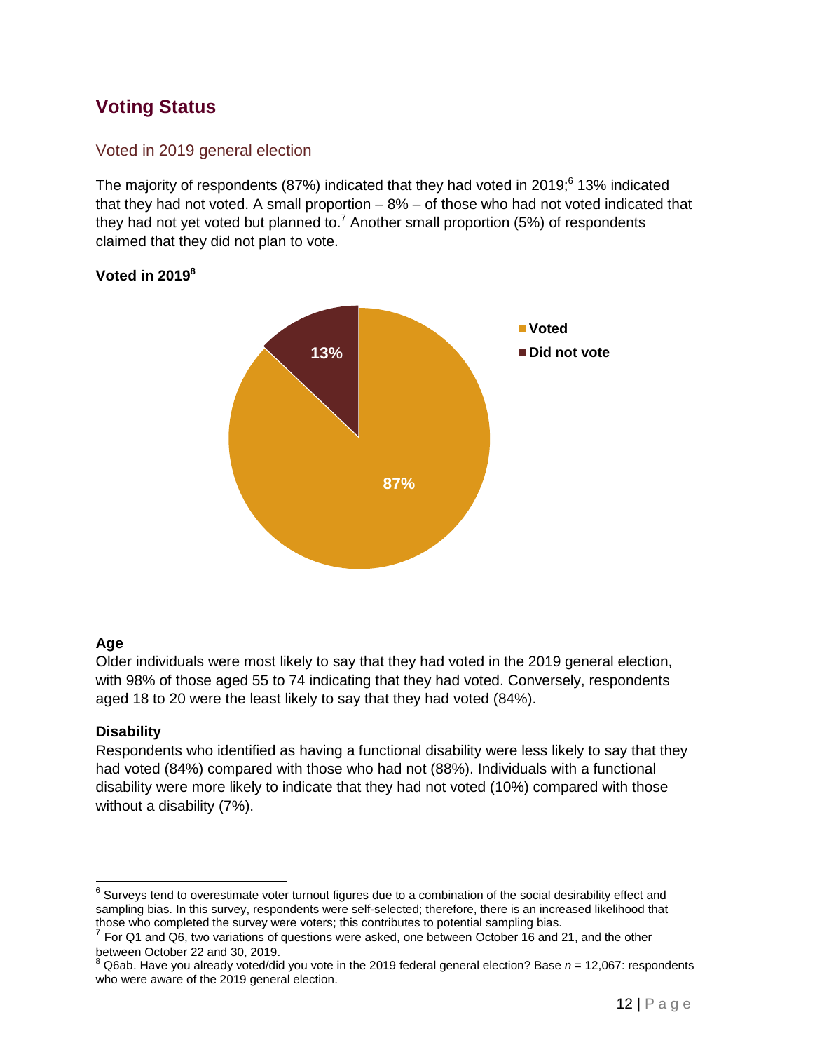## Voting Status

### Voted in 2019 general election

The majority of respondents (87%) indicated that they had voted in 2019;[6] 13% indicated that they had not voted. A small proportion – 8% – of those who had not voted indicated that they had not yet voted but planned to.[7] Another small proportion (5%) of respondents claimed that they did not plan to vote.

**Voted in 2019[8]**

- Voted: 87%
- Did not vote: 13%

**Age**

Older individuals were most likely to say that they had voted in the 2019 general election, with 98% of those aged 55 to 74 indicating that they had voted. Conversely, respondents aged 18 to 20 were the least likely to say that they had voted (84%).

**Disability**

Respondents who identified as having a functional disability were less likely to say that they had voted (84%) compared with those who had not (88%). Individuals with a functional disability were more likely to indicate that they had not voted (10%) compared with those without a disability (7%).

---

[6] Surveys tend to overestimate voter turnout figures due to a combination of the social desirability effect and sampling bias. In this survey, respondents were self-selected; therefore, there is an increased likelihood that those who completed the survey were voters; this contributes to potential sampling bias.

[7] For Q1 and Q6, two variations of questions were asked, one between October 16 and 21, and the other between October 22 and 30, 2019.

[8] Q6ab. Have you already voted/did you vote in the 2019 federal general election? Base $n$ = 12,067: respondents who were aware of the 2019 general election.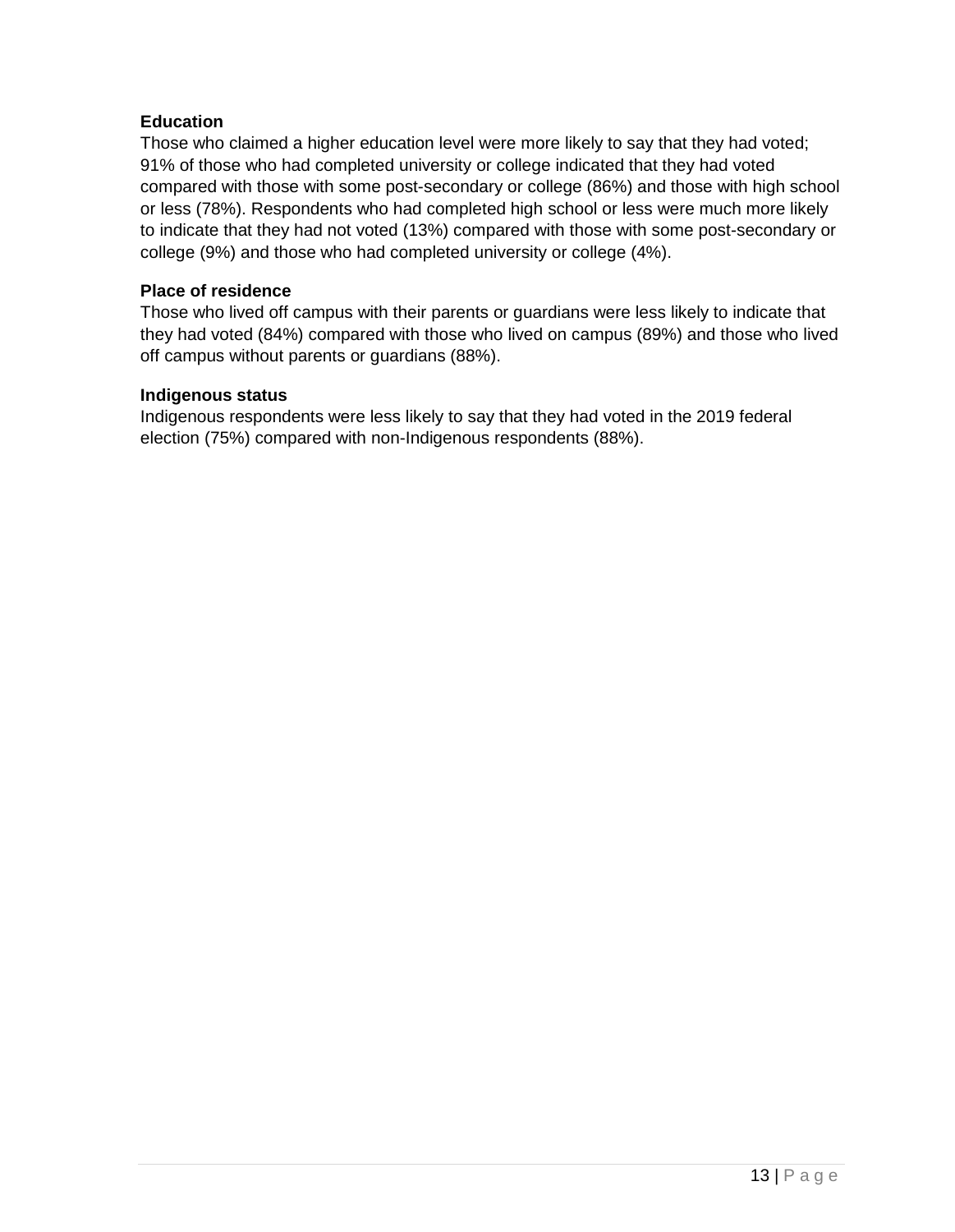**Education**

Those who claimed a higher education level were more likely to say that they had voted; 91% of those who had completed university or college indicated that they had voted compared with those with some post-secondary or college (86%) and those with high school or less (78%). Respondents who had completed high school or less were much more likely to indicate that they had not voted (13%) compared with those with some post-secondary or college (9%) and those who had completed university or college (4%).

**Place of residence**

Those who lived off campus with their parents or guardians were less likely to indicate that they had voted (84%) compared with those who lived on campus (89%) and those who lived off campus without parents or guardians (88%).

**Indigenous status**

Indigenous respondents were less likely to say that they had voted in the 2019 federal election (75%) compared with non-Indigenous respondents (88%).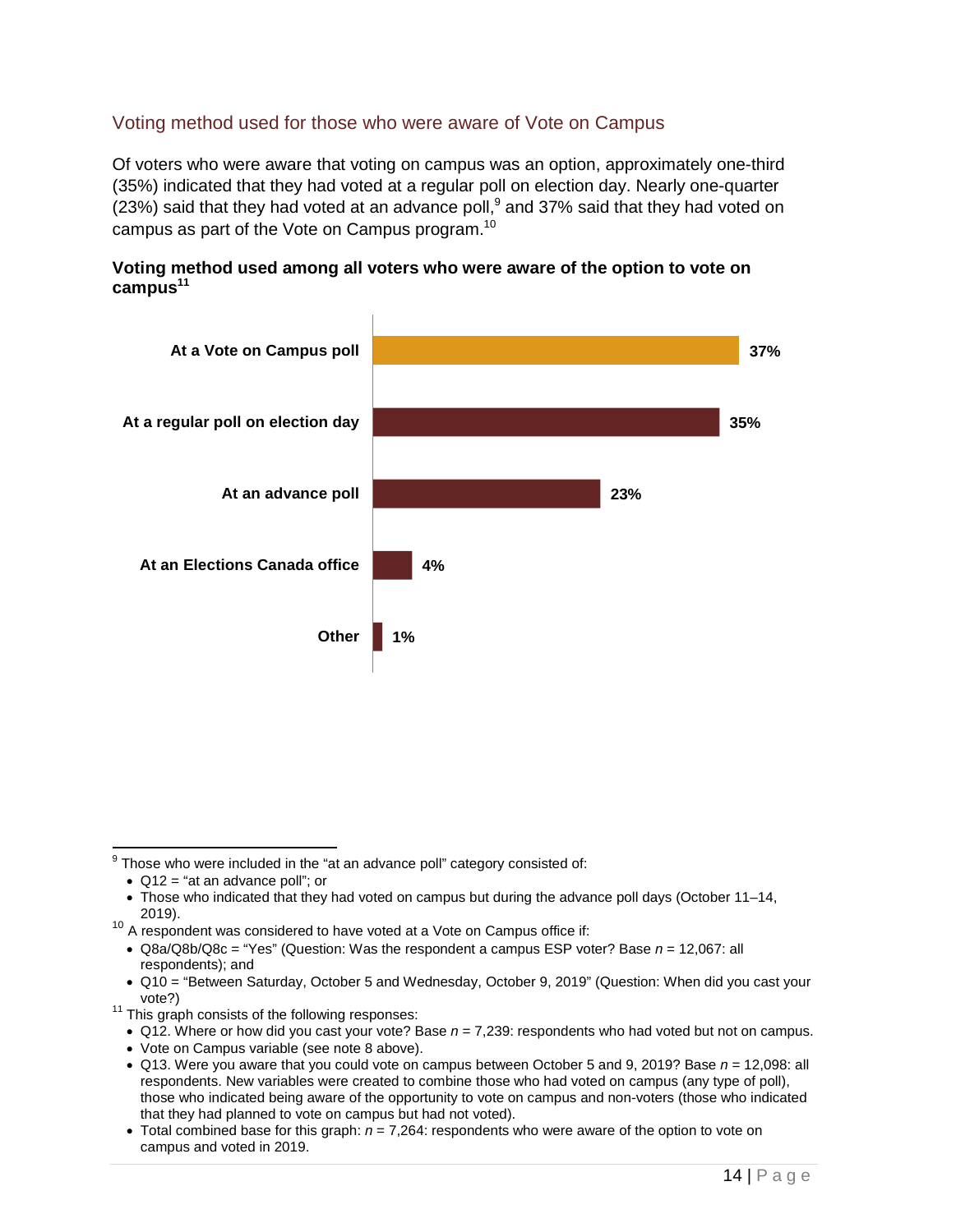## Voting method used for those who were aware of Vote on Campus

Of voters who were aware that voting on campus was an option, approximately one-third (35%) indicated that they had voted at a regular poll on election day. Nearly one-quarter (23%) said that they had voted at an advance poll,[9] and 37% said that they had voted on campus as part of the Vote on Campus program.[10]

**Voting method used among all voters who were aware of the option to vote on campus[11]**

| Voting method | % |
|---|---|
| At a Vote on Campus poll | 37% |
| At a regular poll on election day | 35% |
| At an advance poll | 23% |
| At an Elections Canada office | 4% |
| Other | 1% |

---

[9] Those who were included in the "at an advance poll" category consisted of:

- Q12 = "at an advance poll"; or
- Those who indicated that they had voted on campus but during the advance poll days (October 11–14, 2019).

[10] A respondent was considered to have voted at a Vote on Campus office if:

- Q8a/Q8b/Q8c = "Yes" (Question: Was the respondent a campus ESP voter? Base *n* = 12,067: all respondents); and
- Q10 = "Between Saturday, October 5 and Wednesday, October 9, 2019" (Question: When did you cast your vote?)

[11] This graph consists of the following responses:

- Q12. Where or how did you cast your vote? Base *n* = 7,239: respondents who had voted but not on campus.
- Vote on Campus variable (see note 8 above).
- Q13. Were you aware that you could vote on campus between October 5 and 9, 2019? Base *n* = 12,098: all respondents. New variables were created to combine those who had voted on campus (any type of poll), those who indicated being aware of the opportunity to vote on campus and non-voters (those who indicated that they had planned to vote on campus but had not voted).
- Total combined base for this graph: *n* = 7,264: respondents who were aware of the option to vote on campus and voted in 2019.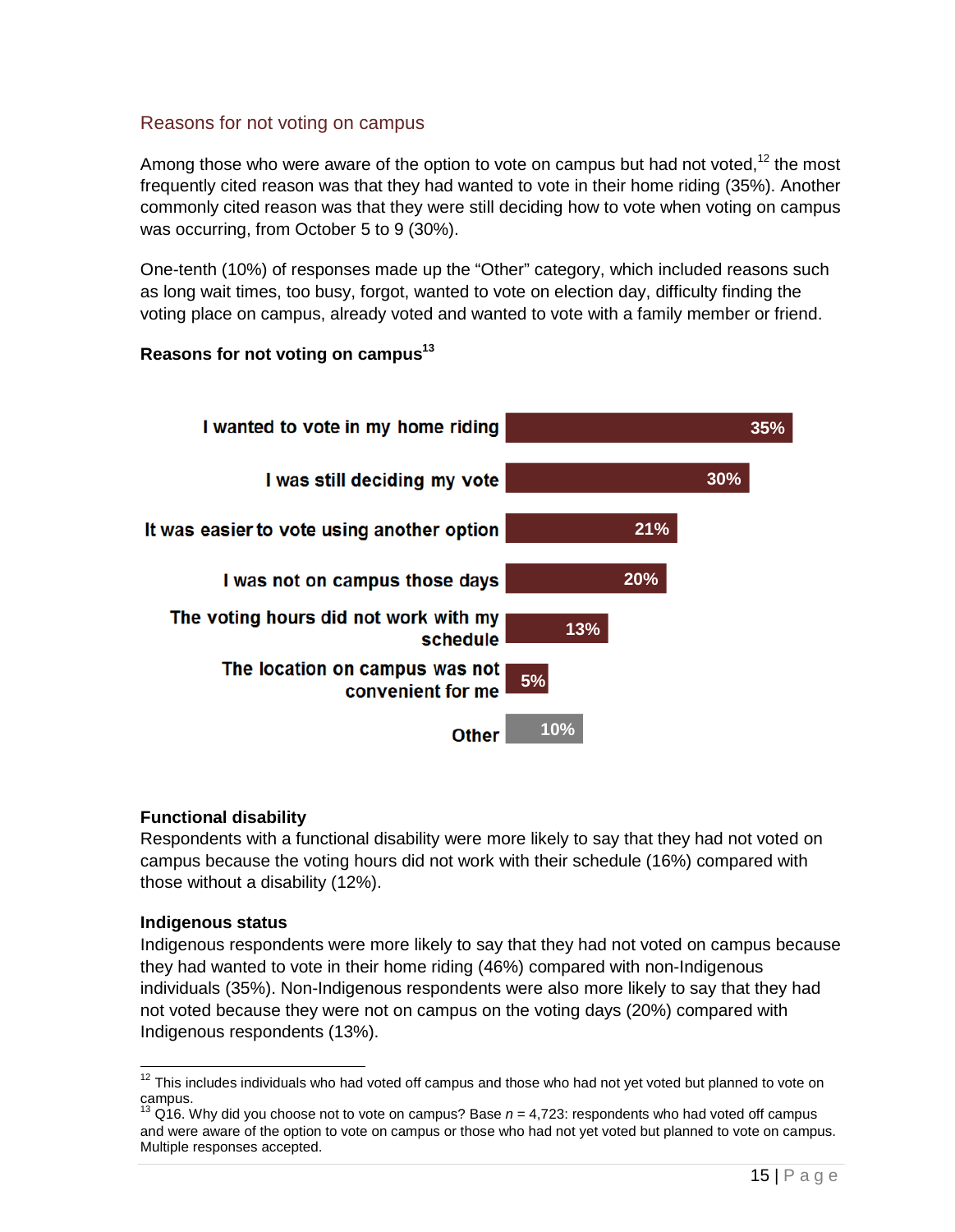## Reasons for not voting on campus

Among those who were aware of the option to vote on campus but had not voted,[12] the most frequently cited reason was that they had wanted to vote in their home riding (35%). Another commonly cited reason was that they were still deciding how to vote when voting on campus was occurring, from October 5 to 9 (30%).

One-tenth (10%) of responses made up the "Other" category, which included reasons such as long wait times, too busy, forgot, wanted to vote on election day, difficulty finding the voting place on campus, already voted and wanted to vote with a family member or friend.

**Reasons for not voting on campus[13]**

| Reason | % |
|---|---|
| I wanted to vote in my home riding | 35% |
| I was still deciding my vote | 30% |
| It was easier to vote using another option | 21% |
| I was not on campus those days | 20% |
| The voting hours did not work with my schedule | 13% |
| The location on campus was not convenient for me | 5% |
| Other | 10% |

**Functional disability**

Respondents with a functional disability were more likely to say that they had not voted on campus because the voting hours did not work with their schedule (16%) compared with those without a disability (12%).

**Indigenous status**

Indigenous respondents were more likely to say that they had not voted on campus because they had wanted to vote in their home riding (46%) compared with non-Indigenous individuals (35%). Non-Indigenous respondents were also more likely to say that they had not voted because they were not on campus on the voting days (20%) compared with Indigenous respondents (13%).

---

[12] This includes individuals who had voted off campus and those who had not yet voted but planned to vote on campus.

[13] Q16. Why did you choose not to vote on campus? Base *n* = 4,723: respondents who had voted off campus and were aware of the option to vote on campus or those who had not yet voted but planned to vote on campus. Multiple responses accepted.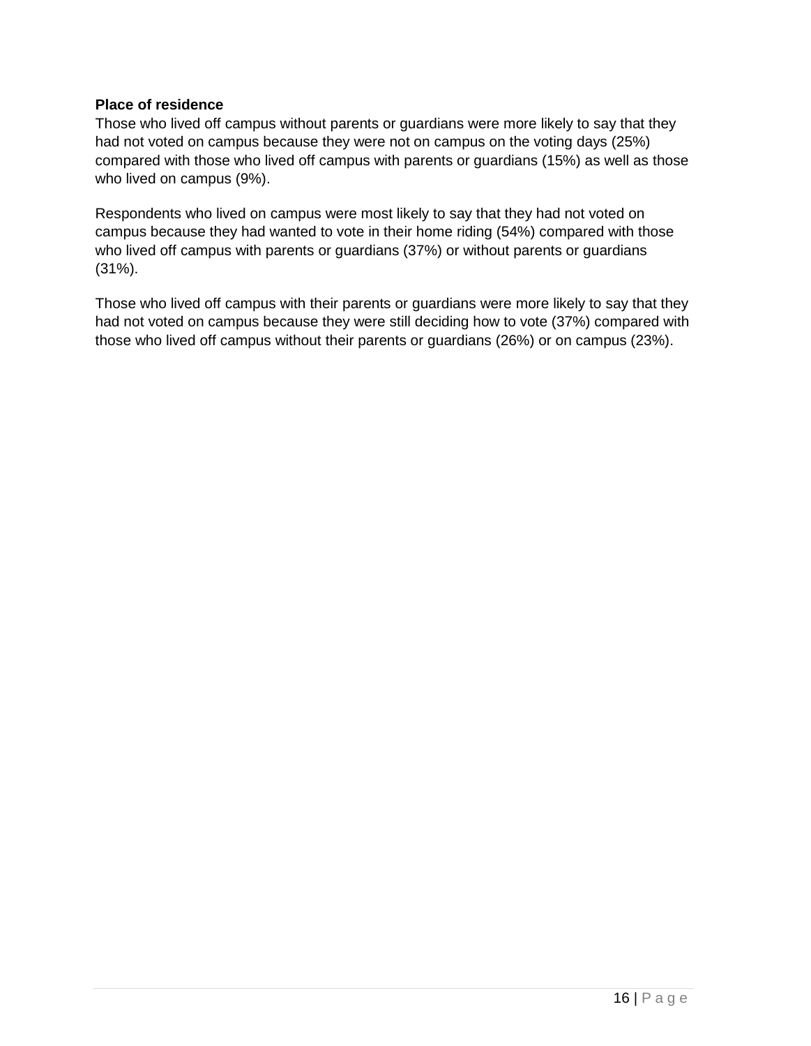**Place of residence**

Those who lived off campus without parents or guardians were more likely to say that they had not voted on campus because they were not on campus on the voting days (25%) compared with those who lived off campus with parents or guardians (15%) as well as those who lived on campus (9%).

Respondents who lived on campus were most likely to say that they had not voted on campus because they had wanted to vote in their home riding (54%) compared with those who lived off campus with parents or guardians (37%) or without parents or guardians (31%).

Those who lived off campus with their parents or guardians were more likely to say that they had not voted on campus because they were still deciding how to vote (37%) compared with those who lived off campus without their parents or guardians (26%) or on campus (23%).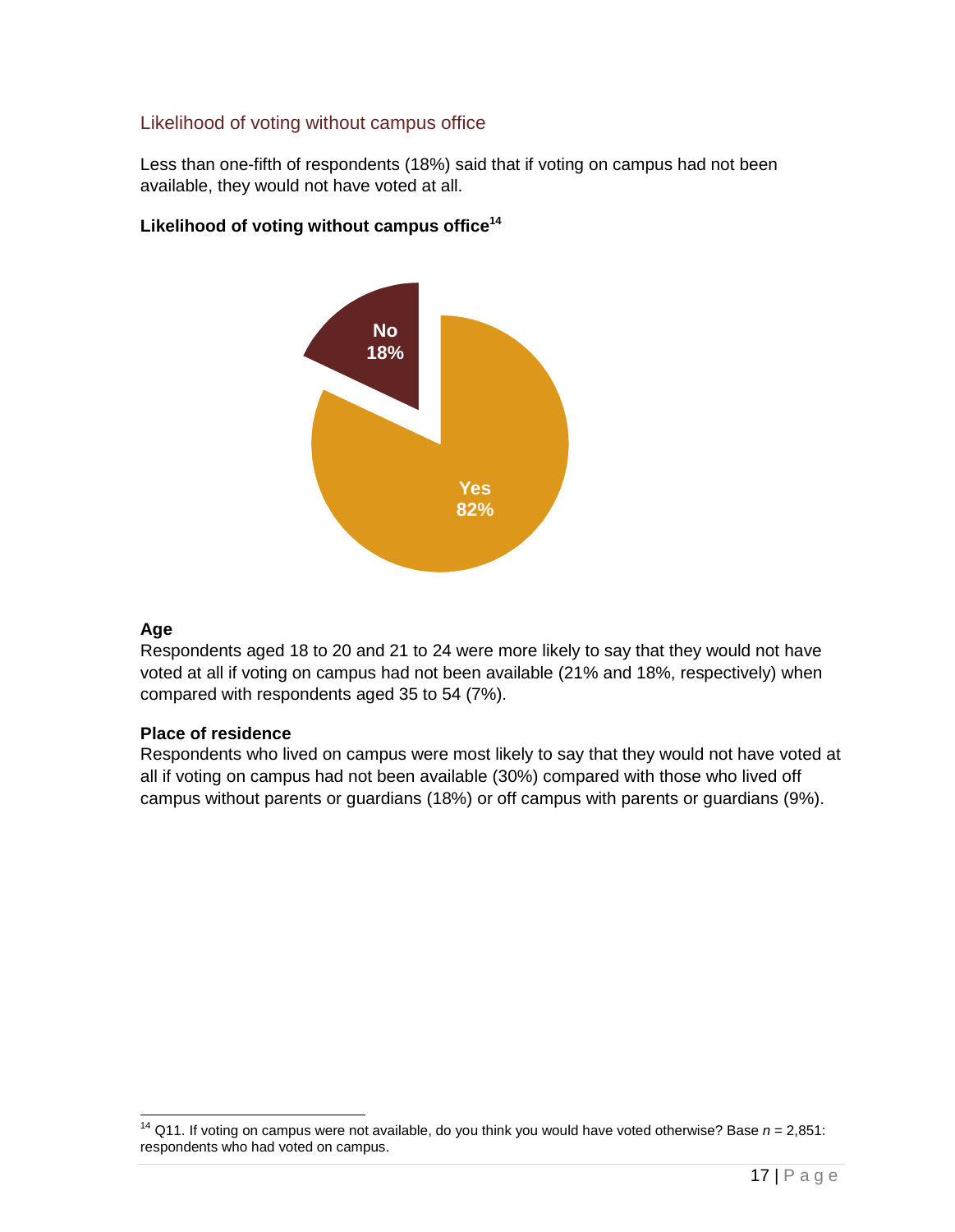## Likelihood of voting without campus office

Less than one-fifth of respondents (18%) said that if voting on campus had not been available, they would not have voted at all.

**Likelihood of voting without campus office**[14]

No
18%

Yes
82%

**Age**

Respondents aged 18 to 20 and 21 to 24 were more likely to say that they would not have voted at all if voting on campus had not been available (21% and 18%, respectively) when compared with respondents aged 35 to 54 (7%).

**Place of residence**

Respondents who lived on campus were most likely to say that they would not have voted at all if voting on campus had not been available (30%) compared with those who lived off campus without parents or guardians (18%) or off campus with parents or guardians (9%).

---

[14] Q11. If voting on campus were not available, do you think you would have voted otherwise? Base *n* = 2,851: respondents who had voted on campus.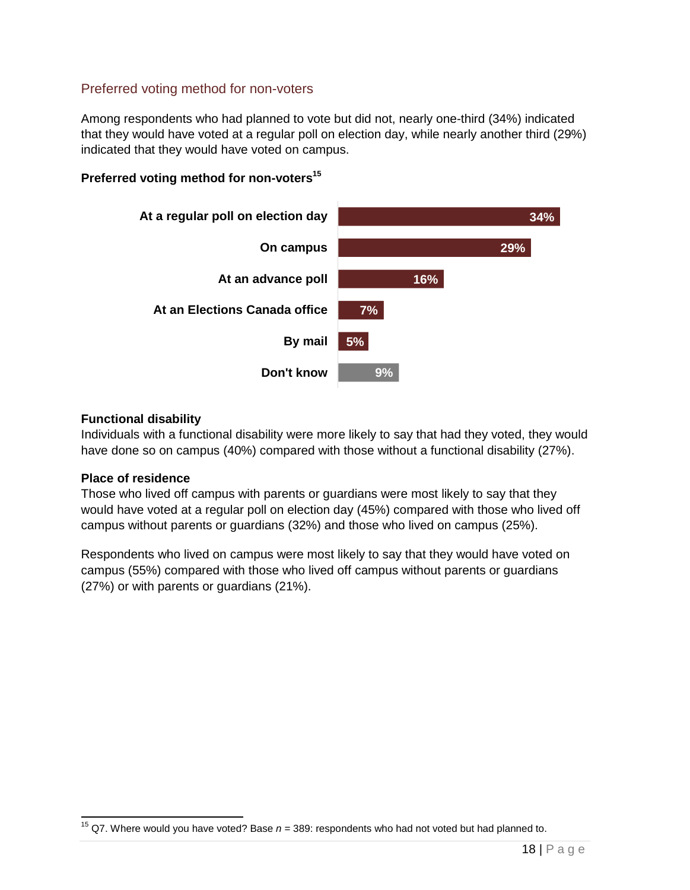## Preferred voting method for non-voters

Among respondents who had planned to vote but did not, nearly one-third (34%) indicated that they would have voted at a regular poll on election day, while nearly another third (29%) indicated that they would have voted on campus.

**Preferred voting method for non-voters[15]**

| Preferred voting method | % |
|---|---|
| At a regular poll on election day | 34% |
| On campus | 29% |
| At an advance poll | 16% |
| At an Elections Canada office | 7% |
| By mail | 5% |
| Don't know | 9% |

**Functional disability**

Individuals with a functional disability were more likely to say that had they voted, they would have done so on campus (40%) compared with those without a functional disability (27%).

**Place of residence**

Those who lived off campus with parents or guardians were most likely to say that they would have voted at a regular poll on election day (45%) compared with those who lived off campus without parents or guardians (32%) and those who lived on campus (25%).

Respondents who lived on campus were most likely to say that they would have voted on campus (55%) compared with those who lived off campus without parents or guardians (27%) or with parents or guardians (21%).

[15] Q7. Where would you have voted? Base *n* = 389: respondents who had not voted but had planned to.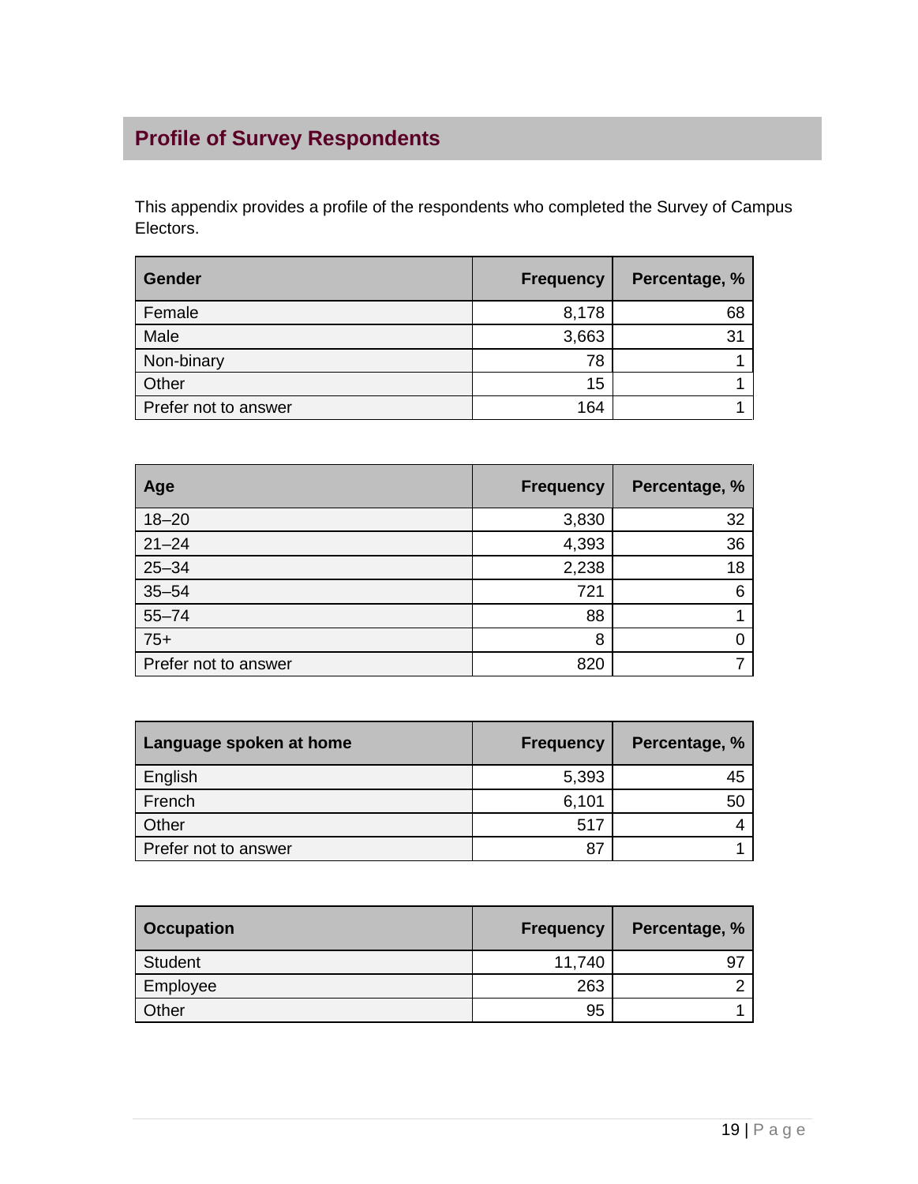## Profile of Survey Respondents

This appendix provides a profile of the respondents who completed the Survey of Campus Electors.

| Gender | Frequency | Percentage, % |
|---|---:|---:|
| Female | 8,178 | 68 |
| Male | 3,663 | 31 |
| Non-binary | 78 | 1 |
| Other | 15 | 1 |
| Prefer not to answer | 164 | 1 |

| Age | Frequency | Percentage, % |
|---|---:|---:|
| 18–20 | 3,830 | 32 |
| 21–24 | 4,393 | 36 |
| 25–34 | 2,238 | 18 |
| 35–54 | 721 | 6 |
| 55–74 | 88 | 1 |
| 75+ | 8 | 0 |
| Prefer not to answer | 820 | 7 |

| Language spoken at home | Frequency | Percentage, % |
|---|---:|---:|
| English | 5,393 | 45 |
| French | 6,101 | 50 |
| Other | 517 | 4 |
| Prefer not to answer | 87 | 1 |

| Occupation | Frequency | Percentage, % |
|---|---:|---:|
| Student | 11,740 | 97 |
| Employee | 263 | 2 |
| Other | 95 | 1 |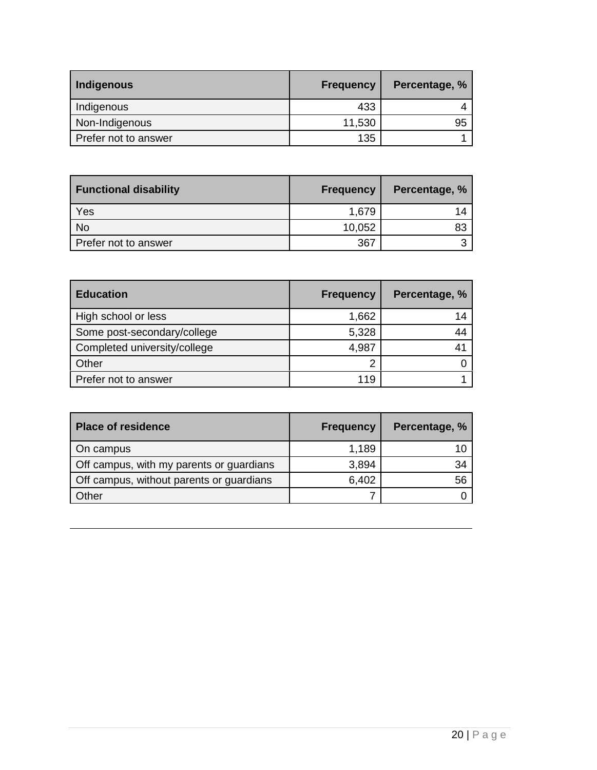| Indigenous | Frequency | Percentage, % |
| --- | --- | --- |
| Indigenous | 433 | 4 |
| Non-Indigenous | 11,530 | 95 |
| Prefer not to answer | 135 | 1 |

| Functional disability | Frequency | Percentage, % |
| --- | --- | --- |
| Yes | 1,679 | 14 |
| No | 10,052 | 83 |
| Prefer not to answer | 367 | 3 |

| Education | Frequency | Percentage, % |
| --- | --- | --- |
| High school or less | 1,662 | 14 |
| Some post-secondary/college | 5,328 | 44 |
| Completed university/college | 4,987 | 41 |
| Other | 2 | 0 |
| Prefer not to answer | 119 | 1 |

| Place of residence | Frequency | Percentage, % |
| --- | --- | --- |
| On campus | 1,189 | 10 |
| Off campus, with my parents or guardians | 3,894 | 34 |
| Off campus, without parents or guardians | 6,402 | 56 |
| Other | 7 | 0 |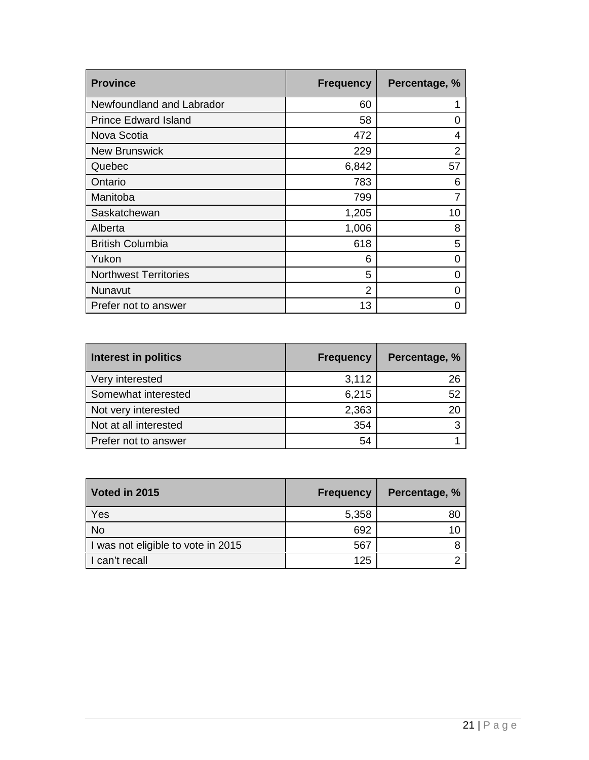| Province | Frequency | Percentage, % |
| --- | --- | --- |
| Newfoundland and Labrador | 60 | 1 |
| Prince Edward Island | 58 | 0 |
| Nova Scotia | 472 | 4 |
| New Brunswick | 229 | 2 |
| Quebec | 6,842 | 57 |
| Ontario | 783 | 6 |
| Manitoba | 799 | 7 |
| Saskatchewan | 1,205 | 10 |
| Alberta | 1,006 | 8 |
| British Columbia | 618 | 5 |
| Yukon | 6 | 0 |
| Northwest Territories | 5 | 0 |
| Nunavut | 2 | 0 |
| Prefer not to answer | 13 | 0 |

| Interest in politics | Frequency | Percentage, % |
| --- | --- | --- |
| Very interested | 3,112 | 26 |
| Somewhat interested | 6,215 | 52 |
| Not very interested | 2,363 | 20 |
| Not at all interested | 354 | 3 |
| Prefer not to answer | 54 | 1 |

| Voted in 2015 | Frequency | Percentage, % |
| --- | --- | --- |
| Yes | 5,358 | 80 |
| No | 692 | 10 |
| I was not eligible to vote in 2015 | 567 | 8 |
| I can't recall | 125 | 2 |